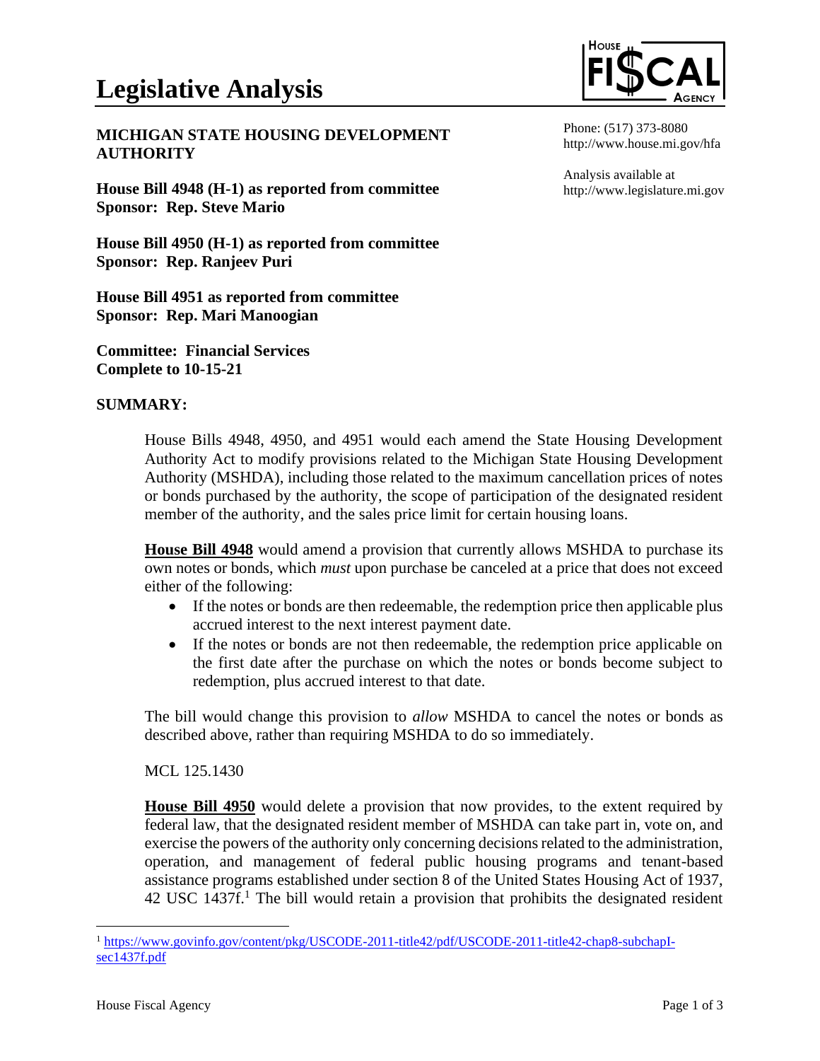# Legislative Analysis

Phone: (517) 373-8080
http://www.house.mi.gov/hfa

Analysis available at
http://www.legislature.mi.gov

**MICHIGAN STATE HOUSING DEVELOPMENT AUTHORITY**

**House Bill 4948 (H-1) as reported from committee**
**Sponsor: Rep. Steve Mario**

**House Bill 4950 (H-1) as reported from committee**
**Sponsor: Rep. Ranjeev Puri**

**House Bill 4951 as reported from committee**
**Sponsor: Rep. Mari Manoogian**

**Committee: Financial Services**
**Complete to 10-15-21**

## SUMMARY:

House Bills 4948, 4950, and 4951 would each amend the State Housing Development Authority Act to modify provisions related to the Michigan State Housing Development Authority (MSHDA), including those related to the maximum cancellation prices of notes or bonds purchased by the authority, the scope of participation of the designated resident member of the authority, and the sales price limit for certain housing loans.

**House Bill 4948** would amend a provision that currently allows MSHDA to purchase its own notes or bonds, which *must* upon purchase be canceled at a price that does not exceed either of the following:

- If the notes or bonds are then redeemable, the redemption price then applicable plus accrued interest to the next interest payment date.
- If the notes or bonds are not then redeemable, the redemption price applicable on the first date after the purchase on which the notes or bonds become subject to redemption, plus accrued interest to that date.

The bill would change this provision to *allow* MSHDA to cancel the notes or bonds as described above, rather than requiring MSHDA to do so immediately.

MCL 125.1430

**House Bill 4950** would delete a provision that now provides, to the extent required by federal law, that the designated resident member of MSHDA can take part in, vote on, and exercise the powers of the authority only concerning decisions related to the administration, operation, and management of federal public housing programs and tenant-based assistance programs established under section 8 of the United States Housing Act of 1937, 42 USC 1437f.[1] The bill would retain a provision that prohibits the designated resident

[1] https://www.govinfo.gov/content/pkg/USCODE-2011-title42/pdf/USCODE-2011-title42-chap8-subchapI-sec1437f.pdf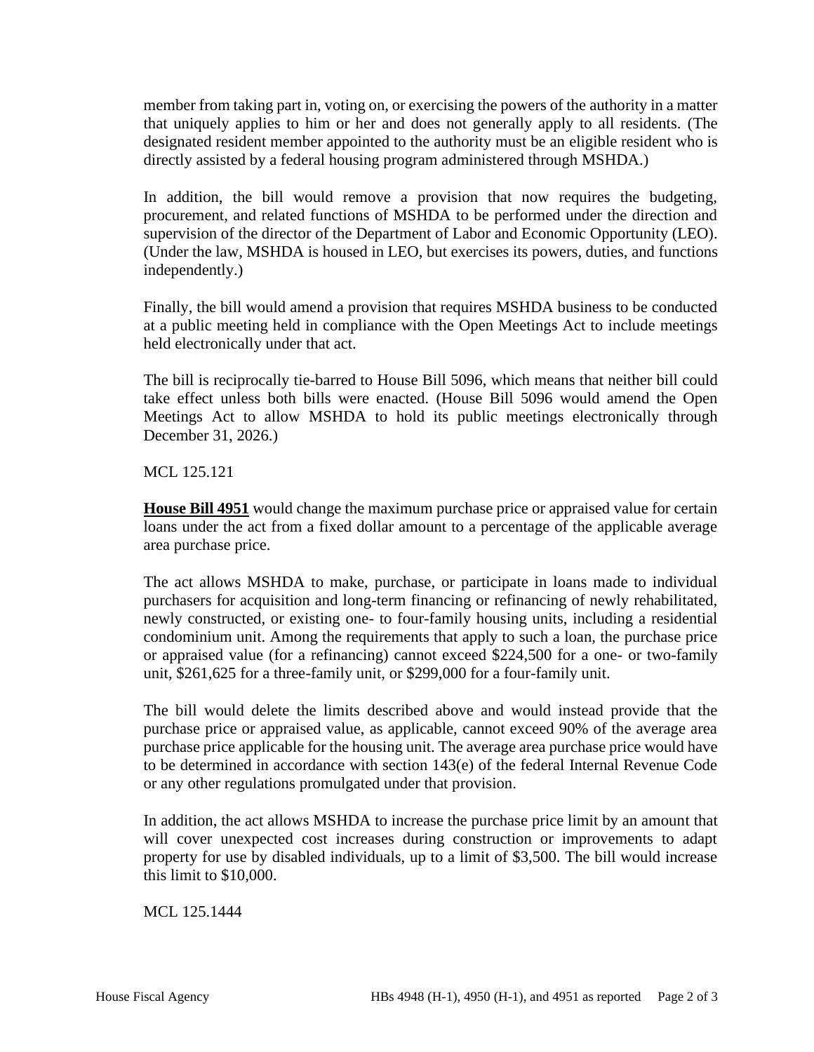member from taking part in, voting on, or exercising the powers of the authority in a matter that uniquely applies to him or her and does not generally apply to all residents. (The designated resident member appointed to the authority must be an eligible resident who is directly assisted by a federal housing program administered through MSHDA.)

In addition, the bill would remove a provision that now requires the budgeting, procurement, and related functions of MSHDA to be performed under the direction and supervision of the director of the Department of Labor and Economic Opportunity (LEO). (Under the law, MSHDA is housed in LEO, but exercises its powers, duties, and functions independently.)

Finally, the bill would amend a provision that requires MSHDA business to be conducted at a public meeting held in compliance with the Open Meetings Act to include meetings held electronically under that act.

The bill is reciprocally tie-barred to House Bill 5096, which means that neither bill could take effect unless both bills were enacted. (House Bill 5096 would amend the Open Meetings Act to allow MSHDA to hold its public meetings electronically through December 31, 2026.)

MCL 125.121

**House Bill 4951** would change the maximum purchase price or appraised value for certain loans under the act from a fixed dollar amount to a percentage of the applicable average area purchase price.

The act allows MSHDA to make, purchase, or participate in loans made to individual purchasers for acquisition and long-term financing or refinancing of newly rehabilitated, newly constructed, or existing one- to four-family housing units, including a residential condominium unit. Among the requirements that apply to such a loan, the purchase price or appraised value (for a refinancing) cannot exceed $224,500 for a one- or two-family unit, $261,625 for a three-family unit, or $299,000 for a four-family unit.

The bill would delete the limits described above and would instead provide that the purchase price or appraised value, as applicable, cannot exceed 90% of the average area purchase price applicable for the housing unit. The average area purchase price would have to be determined in accordance with section 143(e) of the federal Internal Revenue Code or any other regulations promulgated under that provision.

In addition, the act allows MSHDA to increase the purchase price limit by an amount that will cover unexpected cost increases during construction or improvements to adapt property for use by disabled individuals, up to a limit of $3,500. The bill would increase this limit to $10,000.

MCL 125.1444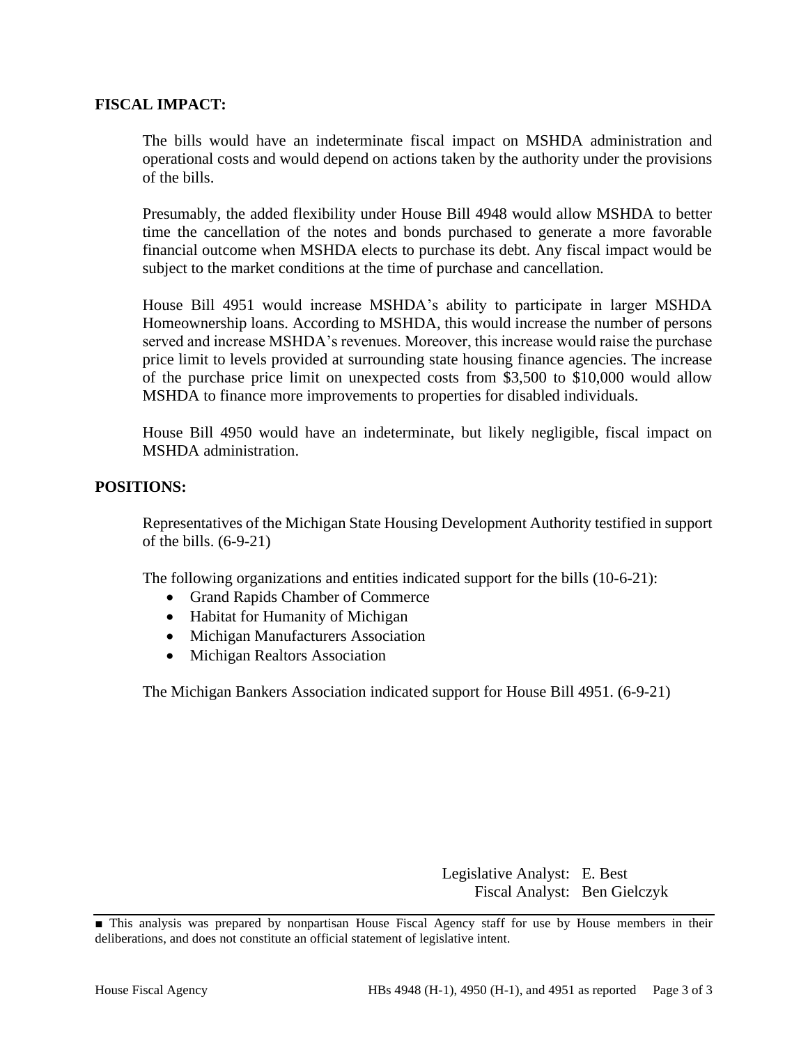## FISCAL IMPACT:

The bills would have an indeterminate fiscal impact on MSHDA administration and operational costs and would depend on actions taken by the authority under the provisions of the bills.

Presumably, the added flexibility under House Bill 4948 would allow MSHDA to better time the cancellation of the notes and bonds purchased to generate a more favorable financial outcome when MSHDA elects to purchase its debt. Any fiscal impact would be subject to the market conditions at the time of purchase and cancellation.

House Bill 4951 would increase MSHDA's ability to participate in larger MSHDA Homeownership loans. According to MSHDA, this would increase the number of persons served and increase MSHDA's revenues. Moreover, this increase would raise the purchase price limit to levels provided at surrounding state housing finance agencies. The increase of the purchase price limit on unexpected costs from $3,500 to $10,000 would allow MSHDA to finance more improvements to properties for disabled individuals.

House Bill 4950 would have an indeterminate, but likely negligible, fiscal impact on MSHDA administration.

## POSITIONS:

Representatives of the Michigan State Housing Development Authority testified in support of the bills. (6-9-21)

The following organizations and entities indicated support for the bills (10-6-21):

- Grand Rapids Chamber of Commerce
- Habitat for Humanity of Michigan
- Michigan Manufacturers Association
- Michigan Realtors Association

The Michigan Bankers Association indicated support for House Bill 4951. (6-9-21)

Legislative Analyst: E. Best
Fiscal Analyst: Ben Gielczyk

■ This analysis was prepared by nonpartisan House Fiscal Agency staff for use by House members in their deliberations, and does not constitute an official statement of legislative intent.